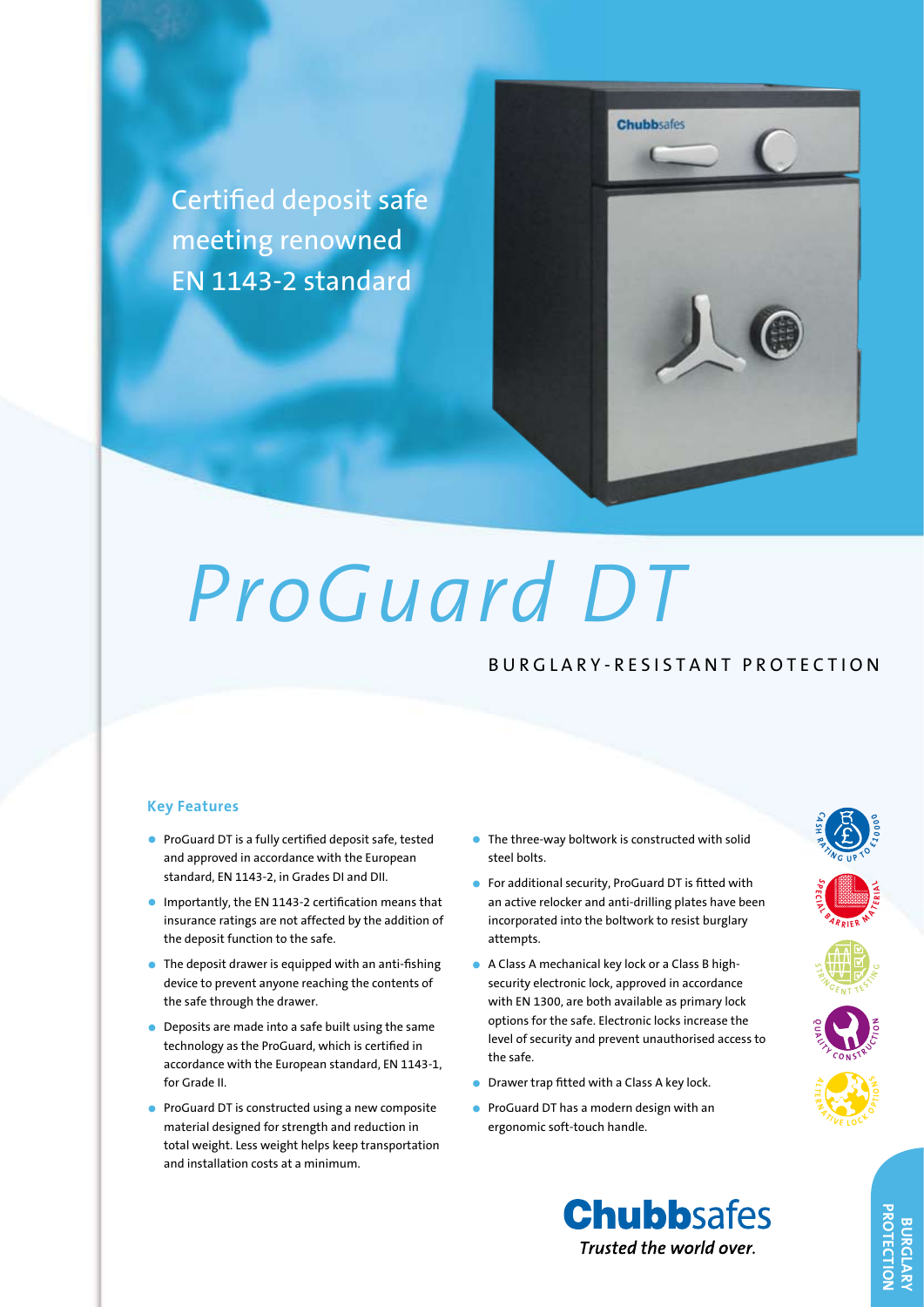Certified deposit safe meeting renowned EN 1143-2 standard

# ProGuard DT

BURGLARY-RESISTANT PROTECTION

### Key Features

- ProGuard DT is a fully certified deposit safe, tested and approved in accordance with the European standard, EN 1143-2, in Grades DI and DII.
- Importantly, the EN 1143-2 certification means that insurance ratings are not affected by the addition of the deposit function to the safe.
- The deposit drawer is equipped with an anti-fishing device to prevent anyone reaching the contents of the safe through the drawer.
- Deposits are made into a safe built using the same technology as the ProGuard, which is certified in accordance with the European standard, EN 1143-1, for Grade II.
- ProGuard DT is constructed using a new composite material designed for strength and reduction in total weight. Less weight helps keep transportation and installation costs at a minimum.
- The three-way boltwork is constructed with solid steel bolts.
- For additional security, ProGuard DT is fitted with an active relocker and anti-drilling plates have been incorporated into the boltwork to resist burglary attempts.
- A Class A mechanical key lock or a Class B high-security electronic lock, approved in accordance with EN 1300, are both available as primary lock options for the safe. Electronic locks increase the level of security and prevent unauthorised access to the safe.
- Drawer trap fitted with a Class A key lock.
- ProGuard DT has a modern design with an ergonomic soft-touch handle.

CASH RATING UP TO £10000

SPECIAL BARRIER MATERIAL

STRINGENT TESTING

QUALITY CONSTRUCTION

ALTERNATIVE LOCK OPTIONS

**Chubbsafes**

*Trusted the world over.*

BURGLARY PROTECTION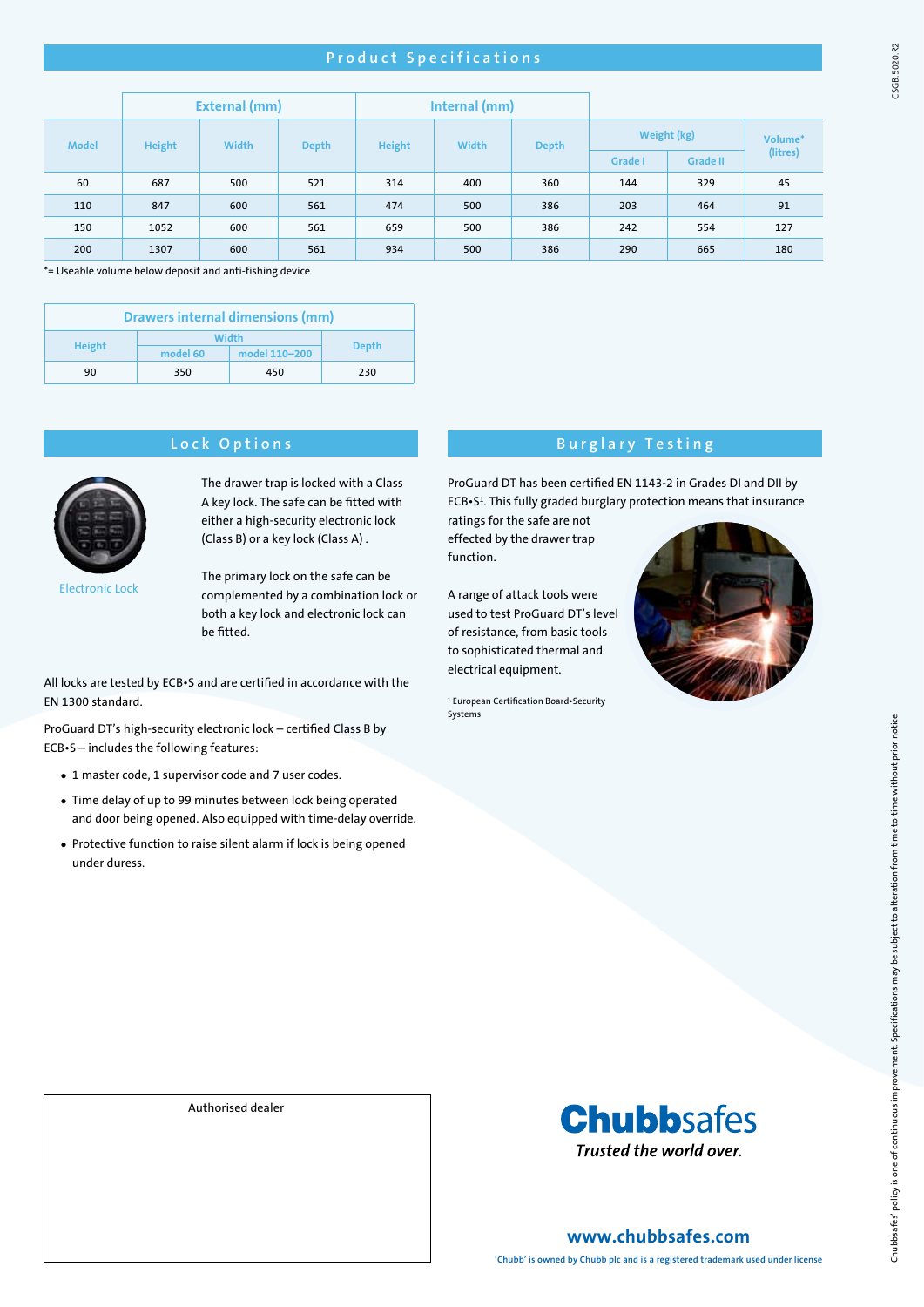## Product Specifications

| Model | External (mm) | | | Internal (mm) | | | Weight (kg) | | Volume* (litres) |
|---|---|---|---|---|---|---|---|---|---|
| | Height | Width | Depth | Height | Width | Depth | Grade I | Grade II | |
| 60 | 687 | 500 | 521 | 314 | 400 | 360 | 144 | 329 | 45 |
| 110 | 847 | 600 | 561 | 474 | 500 | 386 | 203 | 464 | 91 |
| 150 | 1052 | 600 | 561 | 659 | 500 | 386 | 242 | 554 | 127 |
| 200 | 1307 | 600 | 561 | 934 | 500 | 386 | 290 | 665 | 180 |

*= Useable volume below deposit and anti-fishing device

| Drawers internal dimensions (mm) | | | |
|---|---|---|---|
| Height | Width | | Depth |
| | model 60 | model 110–200 | |
| 90 | 350 | 450 | 230 |

## Lock Options

Electronic Lock

The drawer trap is locked with a Class A key lock. The safe can be fitted with either a high-security electronic lock (Class B) or a key lock (Class A) .

The primary lock on the safe can be complemented by a combination lock or both a key lock and electronic lock can be fitted.

All locks are tested by ECB•S and are certified in accordance with the EN 1300 standard.

ProGuard DT's high-security electronic lock – certified Class B by ECB•S – includes the following features:

- 1 master code, 1 supervisor code and 7 user codes.
- Time delay of up to 99 minutes between lock being operated and door being opened. Also equipped with time-delay override.
- Protective function to raise silent alarm if lock is being opened under duress.

## Burglary Testing

ProGuard DT has been certified EN 1143-2 in Grades DI and DII by ECB•S[1]. This fully graded burglary protection means that insurance ratings for the safe are not effected by the drawer trap function.

A range of attack tools were used to test ProGuard DT's level of resistance, from basic tools to sophisticated thermal and electrical equipment.

[1] European Certification Board•Security Systems

Authorised dealer

**Chubbsafes**
*Trusted the world over.*

www.chubbsafes.com

'Chubb' is owned by Chubb plc and is a registered trademark used under license

Chubbsafes' policy is one of continuous improvement. Specifications may be subject to alteration from time to time without prior notice

CSGB 5020 R2